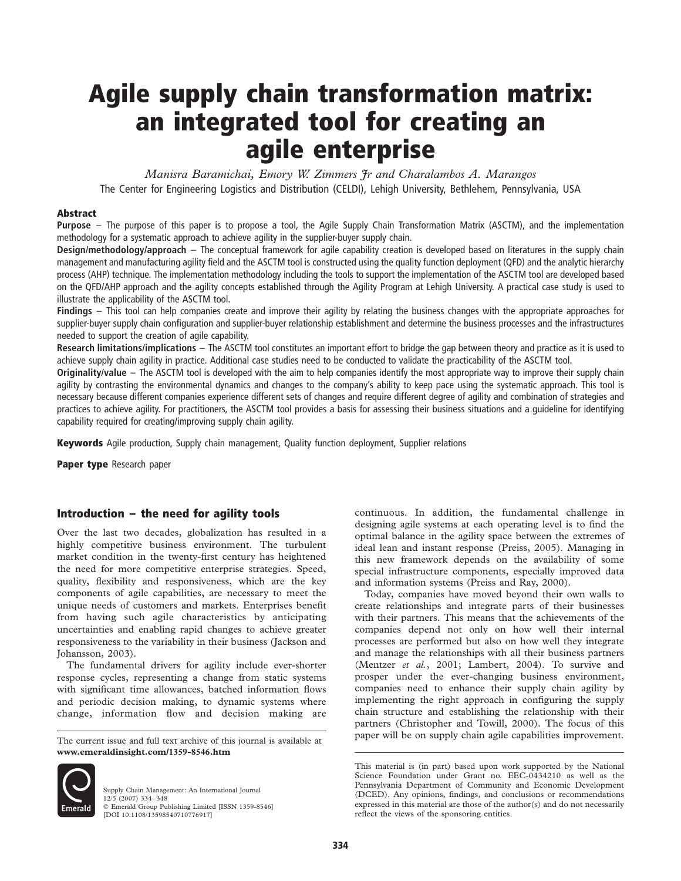# Agile supply chain transformation matrix: an integrated tool for creating an agile enterprise

*Manisra Baramichai, Emory W. Zimmers Jr and Charalambos A. Marangos*

The Center for Engineering Logistics and Distribution (CELDI), Lehigh University, Bethlehem, Pennsylvania, USA

## Abstract

**Purpose** – The purpose of this paper is to propose a tool, the Agile Supply Chain Transformation Matrix (ASCTM), and the implementation methodology for a systematic approach to achieve agility in the supplier-buyer supply chain.

**Design/methodology/approach** – The conceptual framework for agile capability creation is developed based on literatures in the supply chain management and manufacturing agility field and the ASCTM tool is constructed using the quality function deployment (QFD) and the analytic hierarchy process (AHP) technique. The implementation methodology including the tools to support the implementation of the ASCTM tool are developed based on the QFD/AHP approach and the agility concepts established through the Agility Program at Lehigh University. A practical case study is used to illustrate the applicability of the ASCTM tool.

**Findings** – This tool can help companies create and improve their agility by relating the business changes with the appropriate approaches for supplier-buyer supply chain configuration and supplier-buyer relationship establishment and determine the business processes and the infrastructures needed to support the creation of agile capability.

**Research limitations/implications** – The ASCTM tool constitutes an important effort to bridge the gap between theory and practice as it is used to achieve supply chain agility in practice. Additional case studies need to be conducted to validate the practicability of the ASCTM tool.

**Originality/value** – The ASCTM tool is developed with the aim to help companies identify the most appropriate way to improve their supply chain agility by contrasting the environmental dynamics and changes to the company's ability to keep pace using the systematic approach. This tool is necessary because different companies experience different sets of changes and require different degree of agility and combination of strategies and practices to achieve agility. For practitioners, the ASCTM tool provides a basis for assessing their business situations and a guideline for identifying capability required for creating/improving supply chain agility.

**Keywords** Agile production, Supply chain management, Quality function deployment, Supplier relations

**Paper type** Research paper

## Introduction – the need for agility tools

Over the last two decades, globalization has resulted in a highly competitive business environment. The turbulent market condition in the twenty-first century has heightened the need for more competitive enterprise strategies. Speed, quality, flexibility and responsiveness, which are the key components of agile capabilities, are necessary to meet the unique needs of customers and markets. Enterprises benefit from having such agile characteristics by anticipating uncertainties and enabling rapid changes to achieve greater responsiveness to the variability in their business (Jackson and Johansson, 2003).

The fundamental drivers for agility include ever-shorter response cycles, representing a change from static systems with significant time allowances, batched information flows and periodic decision making, to dynamic systems where change, information flow and decision making are continuous. In addition, the fundamental challenge in designing agile systems at each operating level is to find the optimal balance in the agility space between the extremes of ideal lean and instant response (Preiss, 2005). Managing in this new framework depends on the availability of some special infrastructure components, especially improved data and information systems (Preiss and Ray, 2000).

Today, companies have moved beyond their own walls to create relationships and integrate parts of their businesses with their partners. This means that the achievements of the companies depend not only on how well their internal processes are performed but also on how well they integrate and manage the relationships with all their business partners (Mentzer *et al.*, 2001; Lambert, 2004). To survive and prosper under the ever-changing business environment, companies need to enhance their supply chain agility by implementing the right approach in configuring the supply chain structure and establishing the relationship with their partners (Christopher and Towill, 2000). The focus of this paper will be on supply chain agile capabilities improvement.

The current issue and full text archive of this journal is available at **www.emeraldinsight.com/1359-8546.htm**

Supply Chain Management: An International Journal
12/5 (2007) 334–348
© Emerald Group Publishing Limited [ISSN 1359-8546]
[DOI 10.1108/13598540710776917]

This material is (in part) based upon work supported by the National Science Foundation under Grant no. EEC-0434210 as well as the Pennsylvania Department of Community and Economic Development (DCED). Any opinions, findings, and conclusions or recommendations expressed in this material are those of the author(s) and do not necessarily reflect the views of the sponsoring entities.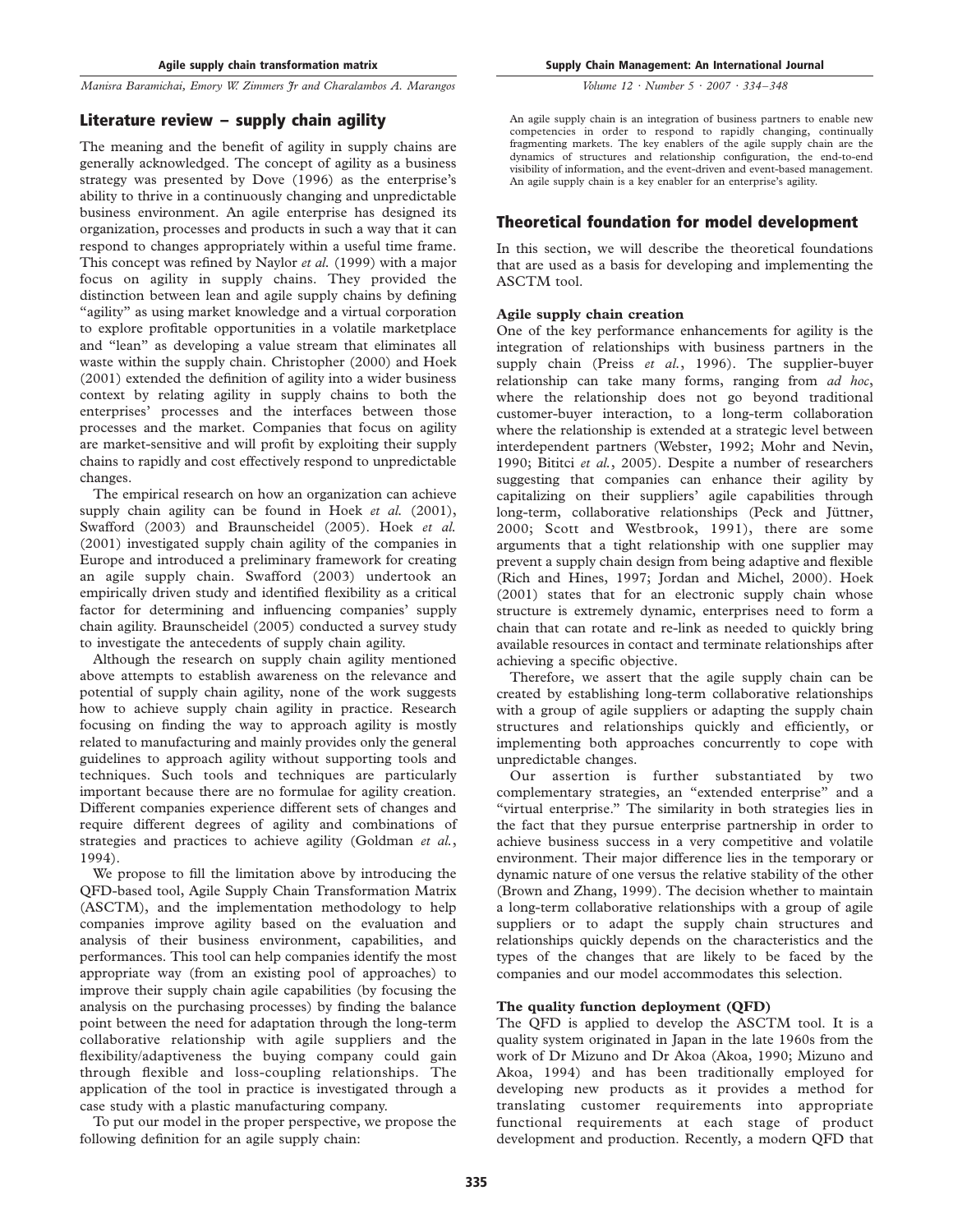## Literature review – supply chain agility

The meaning and the benefit of agility in supply chains are generally acknowledged. The concept of agility as a business strategy was presented by Dove (1996) as the enterprise's ability to thrive in a continuously changing and unpredictable business environment. An agile enterprise has designed its organization, processes and products in such a way that it can respond to changes appropriately within a useful time frame. This concept was refined by Naylor *et al.* (1999) with a major focus on agility in supply chains. They provided the distinction between lean and agile supply chains by defining "agility" as using market knowledge and a virtual corporation to explore profitable opportunities in a volatile marketplace and "lean" as developing a value stream that eliminates all waste within the supply chain. Christopher (2000) and Hoek (2001) extended the definition of agility into a wider business context by relating agility in supply chains to both the enterprises' processes and the interfaces between those processes and the market. Companies that focus on agility are market-sensitive and will profit by exploiting their supply chains to rapidly and cost effectively respond to unpredictable changes.

The empirical research on how an organization can achieve supply chain agility can be found in Hoek *et al.* (2001), Swafford (2003) and Braunscheidel (2005). Hoek *et al.* (2001) investigated supply chain agility of the companies in Europe and introduced a preliminary framework for creating an agile supply chain. Swafford (2003) undertook an empirically driven study and identified flexibility as a critical factor for determining and influencing companies' supply chain agility. Braunscheidel (2005) conducted a survey study to investigate the antecedents of supply chain agility.

Although the research on supply chain agility mentioned above attempts to establish awareness on the relevance and potential of supply chain agility, none of the work suggests how to achieve supply chain agility in practice. Research focusing on finding the way to approach agility is mostly related to manufacturing and mainly provides only the general guidelines to approach agility without supporting tools and techniques. Such tools and techniques are particularly important because there are no formulae for agility creation. Different companies experience different sets of changes and require different degrees of agility and combinations of strategies and practices to achieve agility (Goldman *et al.*, 1994).

We propose to fill the limitation above by introducing the QFD-based tool, Agile Supply Chain Transformation Matrix (ASCTM), and the implementation methodology to help companies improve agility based on the evaluation and analysis of their business environment, capabilities, and performances. This tool can help companies identify the most appropriate way (from an existing pool of approaches) to improve their supply chain agile capabilities (by focusing the analysis on the purchasing processes) by finding the balance point between the need for adaptation through the long-term collaborative relationship with agile suppliers and the flexibility/adaptiveness the buying company could gain through flexible and loss-coupling relationships. The application of the tool in practice is investigated through a case study with a plastic manufacturing company.

To put our model in the proper perspective, we propose the following definition for an agile supply chain:

> An agile supply chain is an integration of business partners to enable new competencies in order to respond to rapidly changing, continually fragmenting markets. The key enablers of the agile supply chain are the dynamics of structures and relationship configuration, the end-to-end visibility of information, and the event-driven and event-based management. An agile supply chain is a key enabler for an enterprise's agility.

## Theoretical foundation for model development

In this section, we will describe the theoretical foundations that are used as a basis for developing and implementing the ASCTM tool.

### Agile supply chain creation

One of the key performance enhancements for agility is the integration of relationships with business partners in the supply chain (Preiss *et al.*, 1996). The supplier-buyer relationship can take many forms, ranging from *ad hoc*, where the relationship does not go beyond traditional customer-buyer interaction, to a long-term collaboration where the relationship is extended at a strategic level between interdependent partners (Webster, 1992; Mohr and Nevin, 1990; Bititci *et al.*, 2005). Despite a number of researchers suggesting that companies can enhance their agility by capitalizing on their suppliers' agile capabilities through long-term, collaborative relationships (Peck and Jüttner, 2000; Scott and Westbrook, 1991), there are some arguments that a tight relationship with one supplier may prevent a supply chain design from being adaptive and flexible (Rich and Hines, 1997; Jordan and Michel, 2000). Hoek (2001) states that for an electronic supply chain whose structure is extremely dynamic, enterprises need to form a chain that can rotate and re-link as needed to quickly bring available resources in contact and terminate relationships after achieving a specific objective.

Therefore, we assert that the agile supply chain can be created by establishing long-term collaborative relationships with a group of agile suppliers or adapting the supply chain structures and relationships quickly and efficiently, or implementing both approaches concurrently to cope with unpredictable changes.

Our assertion is further substantiated by two complementary strategies, an "extended enterprise" and a "virtual enterprise." The similarity in both strategies lies in the fact that they pursue enterprise partnership in order to achieve business success in a very competitive and volatile environment. Their major difference lies in the temporary or dynamic nature of one versus the relative stability of the other (Brown and Zhang, 1999). The decision whether to maintain a long-term collaborative relationships with a group of agile suppliers or to adapt the supply chain structures and relationships quickly depends on the characteristics and the types of the changes that are likely to be faced by the companies and our model accommodates this selection.

### The quality function deployment (QFD)

The QFD is applied to develop the ASCTM tool. It is a quality system originated in Japan in the late 1960s from the work of Dr Mizuno and Dr Akoa (Akoa, 1990; Mizuno and Akoa, 1994) and has been traditionally employed for developing new products as it provides a method for translating customer requirements into appropriate functional requirements at each stage of product development and production. Recently, a modern QFD that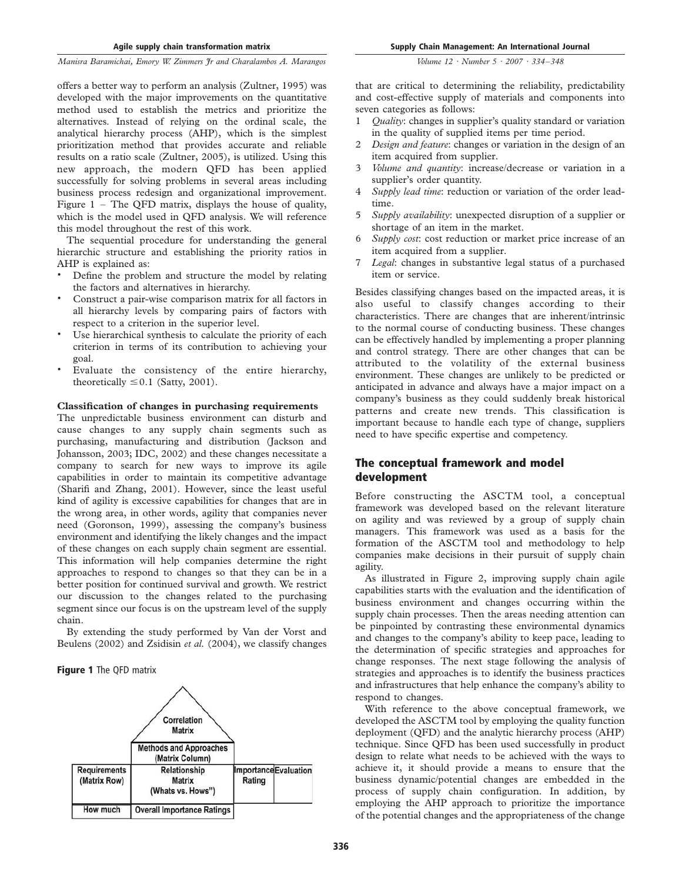offers a better way to perform an analysis (Zultner, 1995) was developed with the major improvements on the quantitative method used to establish the metrics and prioritize the alternatives. Instead of relying on the ordinal scale, the analytical hierarchy process (AHP), which is the simplest prioritization method that provides accurate and reliable results on a ratio scale (Zultner, 2005), is utilized. Using this new approach, the modern QFD has been applied successfully for solving problems in several areas including business process redesign and organizational improvement. Figure 1 – The QFD matrix, displays the house of quality, which is the model used in QFD analysis. We will reference this model throughout the rest of this work.

The sequential procedure for understanding the general hierarchic structure and establishing the priority ratios in AHP is explained as:

- Define the problem and structure the model by relating the factors and alternatives in hierarchy.
- Construct a pair-wise comparison matrix for all factors in all hierarchy levels by comparing pairs of factors with respect to a criterion in the superior level.
- Use hierarchical synthesis to calculate the priority of each criterion in terms of its contribution to achieving your goal.
- Evaluate the consistency of the entire hierarchy, theoretically $\leq 0.1$ (Satty, 2001).

### Classification of changes in purchasing requirements

The unpredictable business environment can disturb and cause changes to any supply chain segments such as purchasing, manufacturing and distribution (Jackson and Johansson, 2003; IDC, 2002) and these changes necessitate a company to search for new ways to improve its agile capabilities in order to maintain its competitive advantage (Sharifi and Zhang, 2001). However, since the least useful kind of agility is excessive capabilities for changes that are in the wrong area, in other words, agility that companies never need (Goronson, 1999), assessing the company's business environment and identifying the likely changes and the impact of these changes on each supply chain segment are essential. This information will help companies determine the right approaches to respond to changes so that they can be in a better position for continued survival and growth. We restrict our discussion to the changes related to the purchasing segment since our focus is on the upstream level of the supply chain.

By extending the study performed by Van der Vorst and Beulens (2002) and Zsidisin *et al.* (2004), we classify changes that are critical to determining the reliability, predictability and cost-effective supply of materials and components into seven categories as follows:

1. *Quality*: changes in supplier's quality standard or variation in the quality of supplied items per time period.
2. *Design and feature*: changes or variation in the design of an item acquired from supplier.
3. *Volume and quantity*: increase/decrease or variation in a supplier's order quantity.
4. *Supply lead time*: reduction or variation of the order lead-time.
5. *Supply availability*: unexpected disruption of a supplier or shortage of an item in the market.
6. *Supply cost*: cost reduction or market price increase of an item acquired from a supplier.
7. *Legal*: changes in substantive legal status of a purchased item or service.

Besides classifying changes based on the impacted areas, it is also useful to classify changes according to their characteristics. There are changes that are inherent/intrinsic to the normal course of conducting business. These changes can be effectively handled by implementing a proper planning and control strategy. There are other changes that can be attributed to the volatility of the external business environment. These changes are unlikely to be predicted or anticipated in advance and always have a major impact on a company's business as they could suddenly break historical patterns and create new trends. This classification is important because to handle each type of change, suppliers need to have specific expertise and competency.

**Figure 1** The QFD matrix

| | Correlation Matrix | | |
|---|---|---|---|
| | Methods and Approaches (Matrix Column) | | |
| Requirements (Matrix Row) | Relationship Matrix (Whats vs. Hows") | Importance Rating | Evaluation |
| How much | Overall Importance Ratings | | |

## The conceptual framework and model development

Before constructing the ASCTM tool, a conceptual framework was developed based on the relevant literature on agility and was reviewed by a group of supply chain managers. This framework was used as a basis for the formation of the ASCTM tool and methodology to help companies make decisions in their pursuit of supply chain agility.

As illustrated in Figure 2, improving supply chain agile capabilities starts with the evaluation and the identification of business environment and changes occurring within the supply chain processes. Then the areas needing attention can be pinpointed by contrasting these environmental dynamics and changes to the company's ability to keep pace, leading to the determination of specific strategies and approaches for change responses. The next stage following the analysis of strategies and approaches is to identify the business practices and infrastructures that help enhance the company's ability to respond to changes.

With reference to the above conceptual framework, we developed the ASCTM tool by employing the quality function deployment (QFD) and the analytic hierarchy process (AHP) technique. Since QFD has been used successfully in product design to relate what needs to be achieved with the ways to achieve it, it should provide a means to ensure that the business dynamic/potential changes are embedded in the process of supply chain configuration. In addition, by employing the AHP approach to prioritize the importance of the potential changes and the appropriateness of the change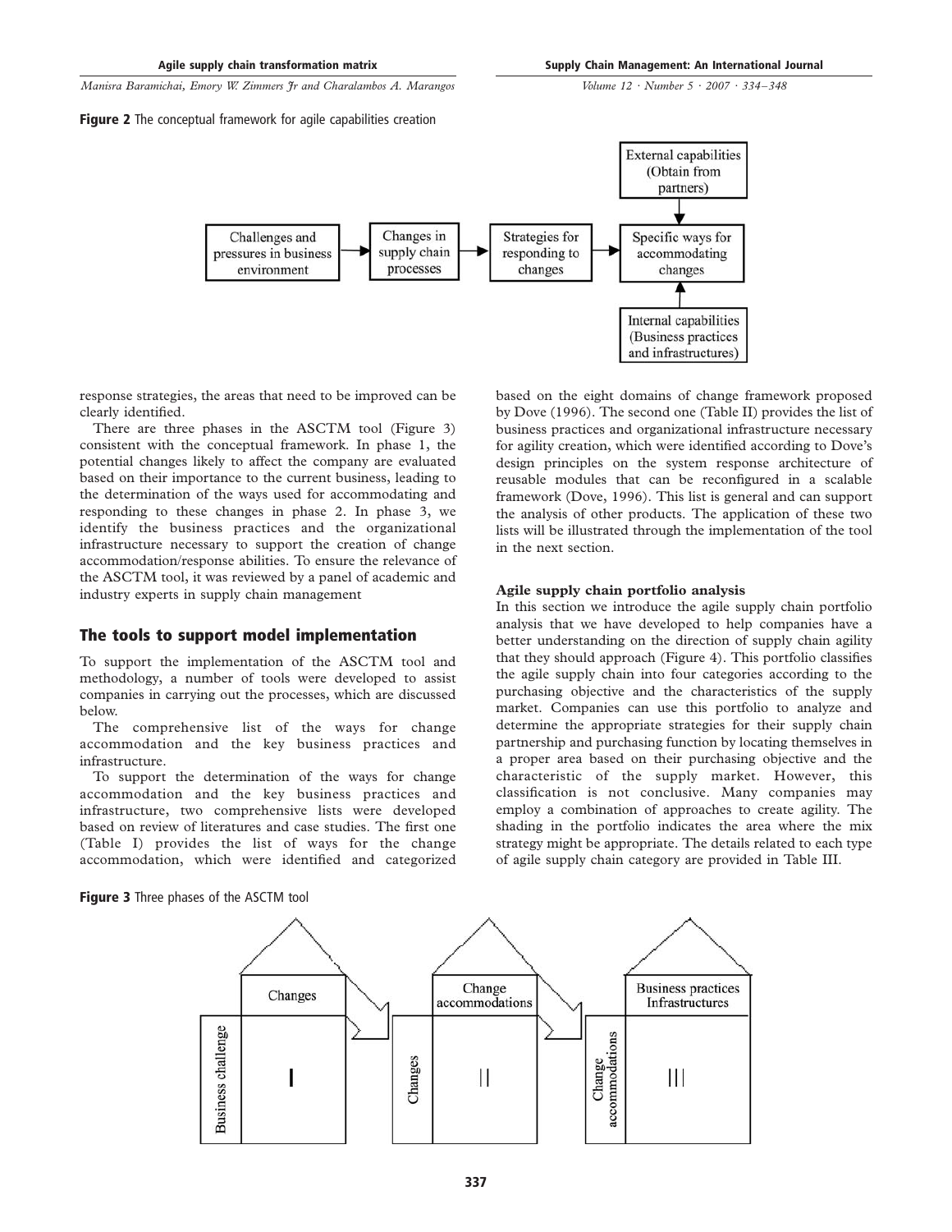**Figure 2** The conceptual framework for agile capabilities creation

response strategies, the areas that need to be improved can be clearly identified.

There are three phases in the ASCTM tool (Figure 3) consistent with the conceptual framework. In phase 1, the potential changes likely to affect the company are evaluated based on their importance to the current business, leading to the determination of the ways used for accommodating and responding to these changes in phase 2. In phase 3, we identify the business practices and the organizational infrastructure necessary to support the creation of change accommodation/response abilities. To ensure the relevance of the ASCTM tool, it was reviewed by a panel of academic and industry experts in supply chain management

## The tools to support model implementation

To support the implementation of the ASCTM tool and methodology, a number of tools were developed to assist companies in carrying out the processes, which are discussed below.

The comprehensive list of the ways for change accommodation and the key business practices and infrastructure.

To support the determination of the ways for change accommodation and the key business practices and infrastructure, two comprehensive lists were developed based on review of literatures and case studies. The first one (Table I) provides the list of ways for the change accommodation, which were identified and categorized based on the eight domains of change framework proposed by Dove (1996). The second one (Table II) provides the list of business practices and organizational infrastructure necessary for agility creation, which were identified according to Dove's design principles on the system response architecture of reusable modules that can be reconfigured in a scalable framework (Dove, 1996). This list is general and can support the analysis of other products. The application of these two lists will be illustrated through the implementation of the tool in the next section.

### Agile supply chain portfolio analysis

In this section we introduce the agile supply chain portfolio analysis that we have developed to help companies have a better understanding on the direction of supply chain agility that they should approach (Figure 4). This portfolio classifies the agile supply chain into four categories according to the purchasing objective and the characteristics of the supply market. Companies can use this portfolio to analyze and determine the appropriate strategies for their supply chain partnership and purchasing function by locating themselves in a proper area based on their purchasing objective and the characteristic of the supply market. However, this classification is not conclusive. Many companies may employ a combination of approaches to create agility. The shading in the portfolio indicates the area where the mix strategy might be appropriate. The details related to each type of agile supply chain category are provided in Table III.

**Figure 3** Three phases of the ASCTM tool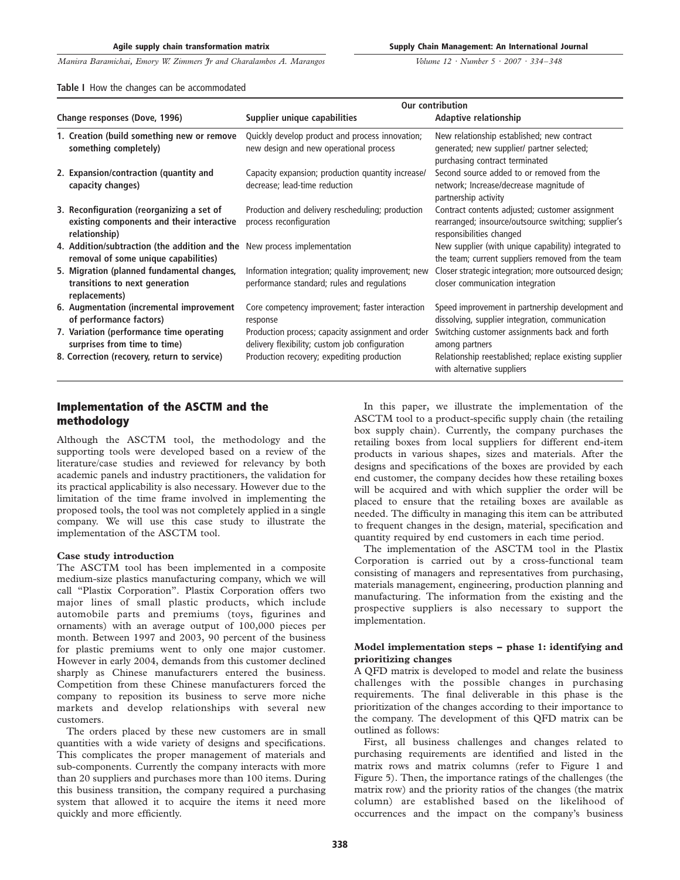**Table I** How the changes can be accommodated

| Change responses (Dove, 1996) | Our contribution | |
|---|---|---|
| | Supplier unique capabilities | Adaptive relationship |
| **1. Creation (build something new or remove something completely)** | Quickly develop product and process innovation; new design and new operational process | New relationship established; new contract generated; new supplier/ partner selected; purchasing contract terminated |
| **2. Expansion/contraction (quantity and capacity changes)** | Capacity expansion; production quantity increase/ decrease; lead-time reduction | Second source added to or removed from the network; Increase/decrease magnitude of partnership activity |
| **3. Reconfiguration (reorganizing a set of existing components and their interactive relationship)** | Production and delivery rescheduling; production process reconfiguration | Contract contents adjusted; customer assignment rearranged; insource/outsource switching; supplier's responsibilities changed |
| **4. Addition/subtraction (the addition and the removal of some unique capabilities)** | New process implementation | New supplier (with unique capability) integrated to the team; current suppliers removed from the team |
| **5. Migration (planned fundamental changes, transitions to next generation replacements)** | Information integration; quality improvement; new performance standard; rules and regulations | Closer strategic integration; more outsourced design; closer communication integration |
| **6. Augmentation (incremental improvement of performance factors)** | Core competency improvement; faster interaction response | Speed improvement in partnership development and dissolving, supplier integration, communication |
| **7. Variation (performance time operating surprises from time to time)** | Production process; capacity assignment and order delivery flexibility; custom job configuration | Switching customer assignments back and forth among partners |
| **8. Correction (recovery, return to service)** | Production recovery; expediting production | Relationship reestablished; replace existing supplier with alternative suppliers |

## Implementation of the ASCTM and the methodology

Although the ASCTM tool, the methodology and the supporting tools were developed based on a review of the literature/case studies and reviewed for relevancy by both academic panels and industry practitioners, the validation for its practical applicability is also necessary. However due to the limitation of the time frame involved in implementing the proposed tools, the tool was not completely applied in a single company. We will use this case study to illustrate the implementation of the ASCTM tool.

### Case study introduction

The ASCTM tool has been implemented in a composite medium-size plastics manufacturing company, which we will call "Plastix Corporation". Plastix Corporation offers two major lines of small plastic products, which include automobile parts and premiums (toys, figurines and ornaments) with an average output of 100,000 pieces per month. Between 1997 and 2003, 90 percent of the business for plastic premiums went to only one major customer. However in early 2004, demands from this customer declined sharply as Chinese manufacturers entered the business. Competition from these Chinese manufacturers forced the company to reposition its business to serve more niche markets and develop relationships with several new customers.

The orders placed by these new customers are in small quantities with a wide variety of designs and specifications. This complicates the proper management of materials and sub-components. Currently the company interacts with more than 20 suppliers and purchases more than 100 items. During this business transition, the company required a purchasing system that allowed it to acquire the items it need more quickly and more efficiently.

In this paper, we illustrate the implementation of the ASCTM tool to a product-specific supply chain (the retailing box supply chain). Currently, the company purchases the retailing boxes from local suppliers for different end-item products in various shapes, sizes and materials. After the designs and specifications of the boxes are provided by each end customer, the company decides how these retailing boxes will be acquired and with which supplier the order will be placed to ensure that the retailing boxes are available as needed. The difficulty in managing this item can be attributed to frequent changes in the design, material, specification and quantity required by end customers in each time period.

The implementation of the ASCTM tool in the Plastix Corporation is carried out by a cross-functional team consisting of managers and representatives from purchasing, materials management, engineering, production planning and manufacturing. The information from the existing and the prospective suppliers is also necessary to support the implementation.

### Model implementation steps – phase 1: identifying and prioritizing changes

A QFD matrix is developed to model and relate the business challenges with the possible changes in purchasing requirements. The final deliverable in this phase is the prioritization of the changes according to their importance to the company. The development of this QFD matrix can be outlined as follows:

First, all business challenges and changes related to purchasing requirements are identified and listed in the matrix rows and matrix columns (refer to Figure 1 and Figure 5). Then, the importance ratings of the challenges (the matrix row) and the priority ratios of the changes (the matrix column) are established based on the likelihood of occurrences and the impact on the company's business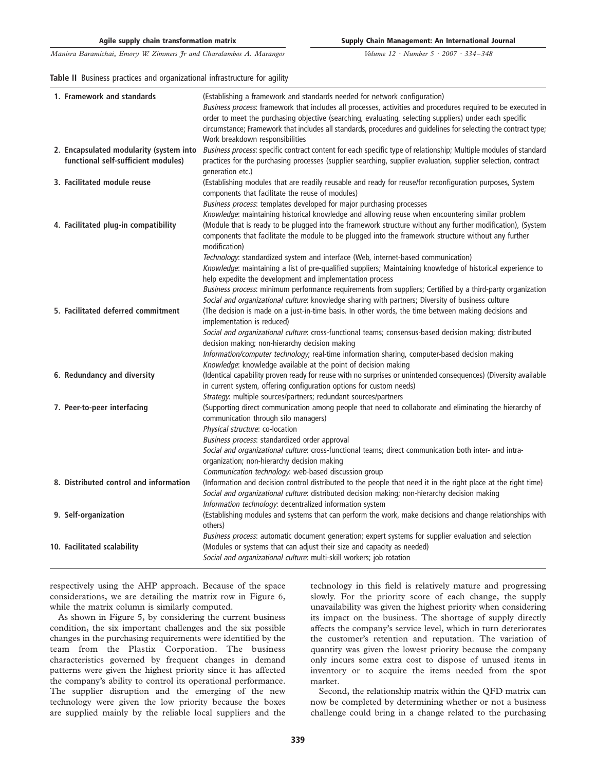**Table II** Business practices and organizational infrastructure for agility

| | |
|---|---|
| **1. Framework and standards** | (Establishing a framework and standards needed for network configuration)<br>*Business process*: framework that includes all processes, activities and procedures required to be executed in order to meet the purchasing objective (searching, evaluating, selecting suppliers) under each specific circumstance; Framework that includes all standards, procedures and guidelines for selecting the contract type; Work breakdown responsibilities |
| **2. Encapsulated modularity (system into functional self-sufficient modules)** | *Business process*: specific contract content for each specific type of relationship; Multiple modules of standard practices for the purchasing processes (supplier searching, supplier evaluation, supplier selection, contract generation etc.) |
| **3. Facilitated module reuse** | (Establishing modules that are readily reusable and ready for reuse/for reconfiguration purposes, System components that facilitate the reuse of modules)<br>*Business process*: templates developed for major purchasing processes<br>*Knowledge*: maintaining historical knowledge and allowing reuse when encountering similar problem |
| **4. Facilitated plug-in compatibility** | (Module that is ready to be plugged into the framework structure without any further modification), (System components that facilitate the module to be plugged into the framework structure without any further modification)<br>*Technology*: standardized system and interface (Web, internet-based communication)<br>*Knowledge*: maintaining a list of pre-qualified suppliers; Maintaining knowledge of historical experience to help expedite the development and implementation process<br>*Business process*: minimum performance requirements from suppliers; Certified by a third-party organization<br>*Social and organizational culture*: knowledge sharing with partners; Diversity of business culture |
| **5. Facilitated deferred commitment** | (The decision is made on a just-in-time basis. In other words, the time between making decisions and implementation is reduced)<br>*Social and organizational culture*: cross-functional teams; consensus-based decision making; distributed decision making; non-hierarchy decision making<br>*Information/computer technology*; real-time information sharing, computer-based decision making<br>*Knowledge*: knowledge available at the point of decision making |
| **6. Redundancy and diversity** | (Identical capability proven ready for reuse with no surprises or unintended consequences) (Diversity available in current system, offering configuration options for custom needs)<br>*Strategy*: multiple sources/partners; redundant sources/partners |
| **7. Peer-to-peer interfacing** | (Supporting direct communication among people that need to collaborate and eliminating the hierarchy of communication through silo managers)<br>*Physical structure*: co-location<br>*Business process*: standardized order approval<br>*Social and organizational culture*: cross-functional teams; direct communication both inter- and intra-organization; non-hierarchy decision making<br>*Communication technology*: web-based discussion group |
| **8. Distributed control and information** | (Information and decision control distributed to the people that need it in the right place at the right time)<br>*Social and organizational culture*: distributed decision making; non-hierarchy decision making<br>*Information technology*: decentralized information system |
| **9. Self-organization** | (Establishing modules and systems that can perform the work, make decisions and change relationships with others)<br>*Business process*: automatic document generation; expert systems for supplier evaluation and selection |
| **10. Facilitated scalability** | (Modules or systems that can adjust their size and capacity as needed)<br>*Social and organizational culture*: multi-skill workers; job rotation |

respectively using the AHP approach. Because of the space considerations, we are detailing the matrix row in Figure 6, while the matrix column is similarly computed.

As shown in Figure 5, by considering the current business condition, the six important challenges and the six possible changes in the purchasing requirements were identified by the team from the Plastix Corporation. The business characteristics governed by frequent changes in demand patterns were given the highest priority since it has affected the company's ability to control its operational performance. The supplier disruption and the emerging of the new technology were given the low priority because the boxes are supplied mainly by the reliable local suppliers and the technology in this field is relatively mature and progressing slowly. For the priority score of each change, the supply unavailability was given the highest priority when considering its impact on the business. The shortage of supply directly affects the company's service level, which in turn deteriorates the customer's retention and reputation. The variation of quantity was given the lowest priority because the company only incurs some extra cost to dispose of unused items in inventory or to acquire the items needed from the spot market.

Second, the relationship matrix within the QFD matrix can now be completed by determining whether or not a business challenge could bring in a change related to the purchasing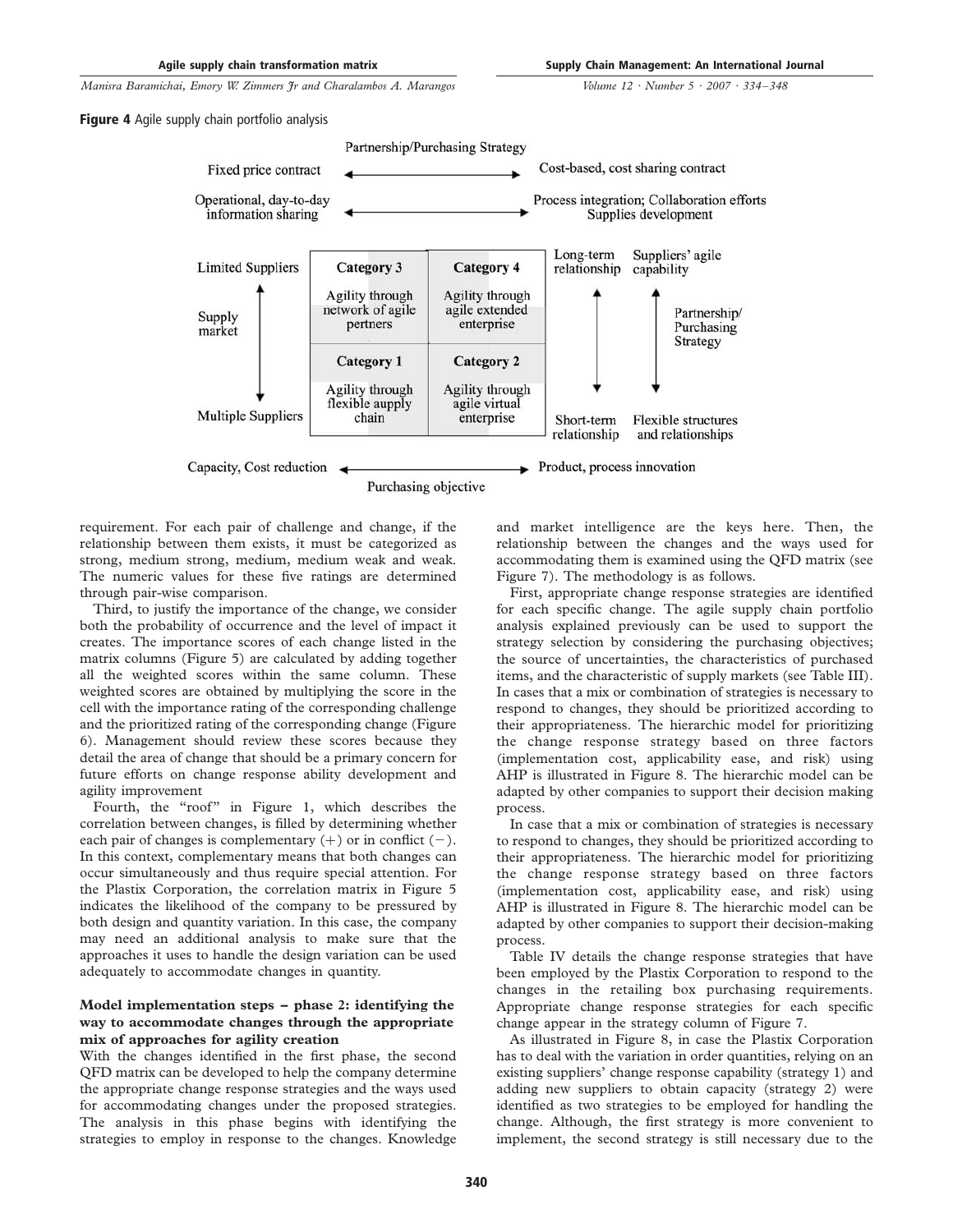**Figure 4** Agile supply chain portfolio analysis

requirement. For each pair of challenge and change, if the relationship between them exists, it must be categorized as strong, medium strong, medium, medium weak and weak. The numeric values for these five ratings are determined through pair-wise comparison.

Third, to justify the importance of the change, we consider both the probability of occurrence and the level of impact it creates. The importance scores of each change listed in the matrix columns (Figure 5) are calculated by adding together all the weighted scores within the same column. These weighted scores are obtained by multiplying the score in the cell with the importance rating of the corresponding challenge and the prioritized rating of the corresponding change (Figure 6). Management should review these scores because they detail the area of change that should be a primary concern for future efforts on change response ability development and agility improvement

Fourth, the "roof" in Figure 1, which describes the correlation between changes, is filled by determining whether each pair of changes is complementary (+) or in conflict (−). In this context, complementary means that both changes can occur simultaneously and thus require special attention. For the Plastix Corporation, the correlation matrix in Figure 5 indicates the likelihood of the company to be pressured by both design and quantity variation. In this case, the company may need an additional analysis to make sure that the approaches it uses to handle the design variation can be used adequately to accommodate changes in quantity.

### Model implementation steps – phase 2: identifying the way to accommodate changes through the appropriate mix of approaches for agility creation

With the changes identified in the first phase, the second QFD matrix can be developed to help the company determine the appropriate change response strategies and the ways used for accommodating changes under the proposed strategies. The analysis in this phase begins with identifying the strategies to employ in response to the changes. Knowledge and market intelligence are the keys here. Then, the relationship between the changes and the ways used for accommodating them is examined using the QFD matrix (see Figure 7). The methodology is as follows.

First, appropriate change response strategies are identified for each specific change. The agile supply chain portfolio analysis explained previously can be used to support the strategy selection by considering the purchasing objectives; the source of uncertainties, the characteristics of purchased items, and the characteristic of supply markets (see Table III). In cases that a mix or combination of strategies is necessary to respond to changes, they should be prioritized according to their appropriateness. The hierarchic model for prioritizing the change response strategy based on three factors (implementation cost, applicability ease, and risk) using AHP is illustrated in Figure 8. The hierarchic model can be adapted by other companies to support their decision making process.

In case that a mix or combination of strategies is necessary to respond to changes, they should be prioritized according to their appropriateness. The hierarchic model for prioritizing the change response strategy based on three factors (implementation cost, applicability ease, and risk) using AHP is illustrated in Figure 8. The hierarchic model can be adapted by other companies to support their decision-making process.

Table IV details the change response strategies that have been employed by the Plastix Corporation to respond to the changes in the retailing box purchasing requirements. Appropriate change response strategies for each specific change appear in the strategy column of Figure 7.

As illustrated in Figure 8, in case the Plastix Corporation has to deal with the variation in order quantities, relying on an existing suppliers' change response capability (strategy 1) and adding new suppliers to obtain capacity (strategy 2) were identified as two strategies to be employed for handling the change. Although, the first strategy is more convenient to implement, the second strategy is still necessary due to the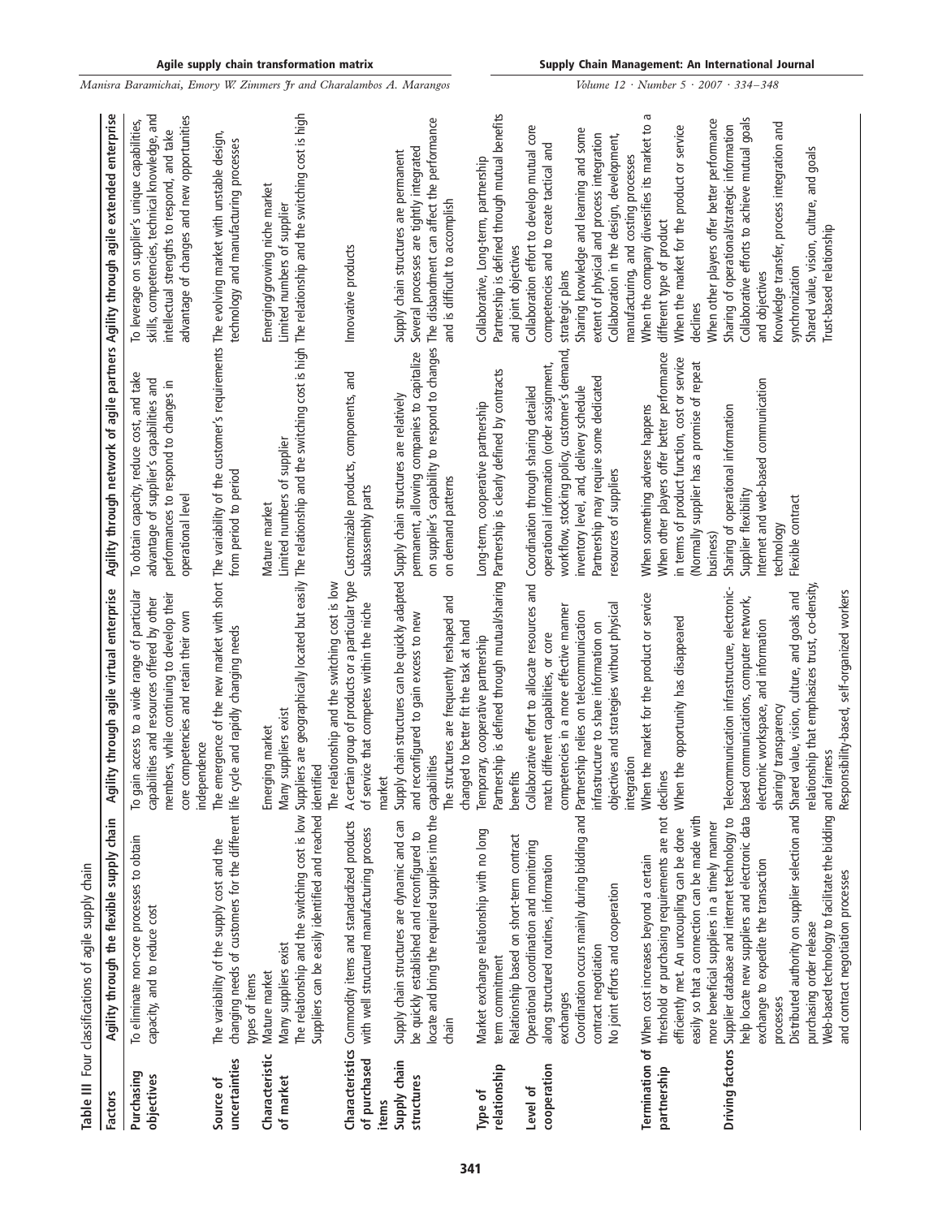**Table III** Four classifications of agile supply chain

| Factors | Agility through the flexible supply chain | Agility through agile virtual enterprise | Agility through network of agile partners | Agility through agile extended enterprise |
|---|---|---|---|---|
| Purchasing objectives | To eliminate non-core processes to obtain capacity, and to reduce cost | To gain access to a wide range of particular capabilities and resources offered by other members, while continuing to develop their core competencies and retain their own independence | To obtain capacity, reduce cost, and take advantage of supplier's capabilities and performances to respond to changes in operational level | To leverage on supplier's unique capabilities, skills, competencies, technical knowledge, and intellectual strengths to respond, and take advantage of changes and new opportunities |
| Source of uncertainties | The variability of the supply cost and the changing needs of customers for the different types of items | The emergence of the new market with short life cycle and rapidly changing needs | The variability of the customer's requirements from period to period | The evolving market with unstable design, technology and manufacturing processes |
| Characteristic of market | Mature market<br>Many suppliers exist<br>The relationship and the switching cost is low<br>Suppliers can be easily identified and reached | Emerging market<br>Many suppliers exist<br>Suppliers are geographically located but easily identified<br>The relationship and the switching cost is low | Mature market<br>Limited numbers of supplier<br>The relationship and the switching cost is high | Emerging/growing niche market<br>Limited numbers of supplier<br>The relationship and the switching cost is high |
| Characteristics of purchased items | Commodity items and standardized products with well structured manufacturing process | A certain group of products or a particular type of service that competes within the niche market | Customizable products, components, and subassembly parts | Innovative products |
| Supply chain structures | Supply chain structures are dynamic and can be quickly established and reconfigured to locate and bring the required suppliers into the chain | Supply chain structures can be quickly adapted and reconfigured to gain excess to new capabilities<br>The structures are frequently reshaped and changed to better fit the task at hand | Supply chain structures are relatively permanent, allowing companies to capitalize on supplier's capability to respond to changes on demand patterns | Supply chain structures are permanent<br>Several processes are tightly integrated<br>The disbandment can affect the performance and is difficult to accomplish |
| Type of relationship | Market exchange relationship with no long term commitment<br>Relationship based on short-term contract | Temporary, cooperative partnership<br>Partnership is defined through mutual/sharing benefits | Long-term, cooperative partnership<br>Partnership is clearly defined by contracts | Collaborative, Long-term, partnership<br>Partnership is defined through mutual benefits and joint objectives |
| Level of cooperation | Operational coordination and monitoring along structured routines, information exchanges<br>Coordination occurs mainly during bidding and contract negotiation<br>No joint efforts and cooperation | Collaborative effort to allocate resources and match different capabilities, or core competencies in a more effective manner<br>Partnership relies on telecommunication infrastructure to share information on objectives and strategies without physical integration | Coordination through sharing detailed operational information (order assignment, workflow, stocking policy, customer's demand, inventory level, and, delivery schedule<br>Partnership may require some dedicated resources of suppliers | Collaboration effort to develop mutual core competencies and to create tactical and strategic plans<br>Sharing knowledge and learning and some extent of physical and process integration<br>Collaboration in the design, development, manufacturing, and costing processes |
| Termination of partnership | When cost increases beyond a certain threshold or purchasing requirements are not efficiently met. An uncoupling can be done easily so that a connection can be made with more beneficial suppliers in a timely manner | When the market for the product or service declines<br>When the opportunity has disappeared | When something adverse happens<br>When other players offer better performance in terms of product function, cost or service (Normally supplier has a promise of repeat business) | When the company diversifies its market to a different type of product<br>When the market for the product or service declines<br>When other players offer better performance |
| Driving factors | Supplier database and internet technology to help locate new suppliers and electronic data exchange to expedite the transaction processes<br>Distributed authority on supplier selection and purchasing order release<br>Web-based technology to facilitate the bidding and contract negotiation processes | Telecommunication infrastructure, electronic-based communications, computer network, electronic workspace, and information sharing/ transparency<br>Shared value, vision, culture, and goals and relationship that emphasizes trust, co-density, and fairness<br>Responsibility-based, self-organized workers | Sharing of operational information<br>Supplier flexibility<br>Internet and web-based communication technology<br>Flexible contract | Sharing of operational/strategic information<br>Collaborative efforts to achieve mutual goals and objectives<br>Knowledge transfer, process integration and synchronization<br>Shared value, vision, culture, and goals<br>Trust-based relationship |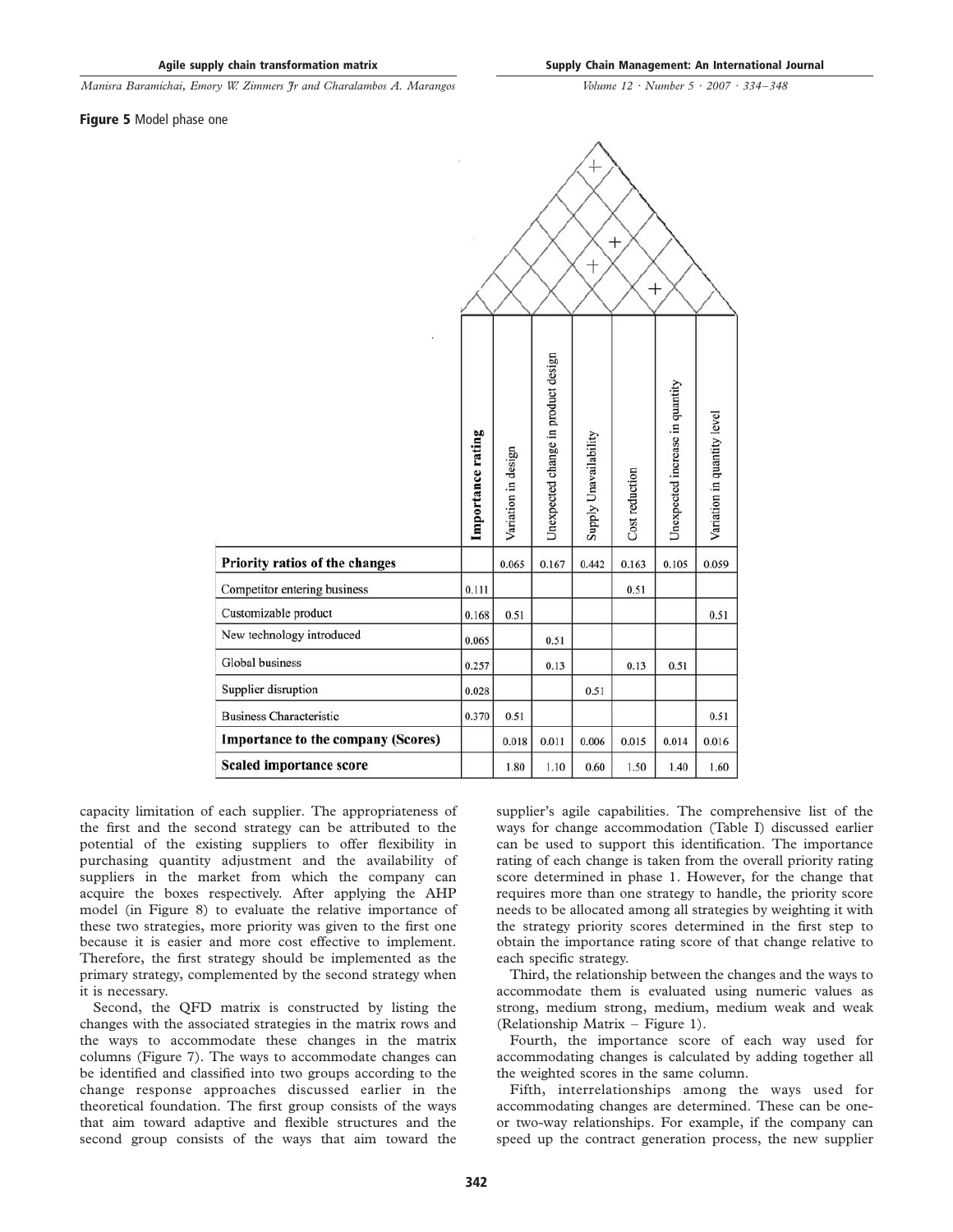**Figure 5** Model phase one

| | Importance rating | Variation in design | Unexpected change in product design | Supply Unavailability | Cost reduction | Unexpected increase in quantity | Variation in quantity level |
|---|---|---|---|---|---|---|---|
| **Priority ratios of the changes** | | 0.065 | 0.167 | 0.442 | 0.163 | 0.105 | 0.059 |
| Competitor entering business | 0.111 | | | | 0.51 | | |
| Customizable product | 0.168 | 0.51 | | | | | 0.51 |
| New technology introduced | 0.065 | | 0.51 | | | | |
| Global business | 0.257 | | 0.13 | | 0.13 | 0.51 | |
| Supplier disruption | 0.028 | | | 0.51 | | | |
| Business Characteristic | 0.370 | 0.51 | | | | | 0.51 |
| **Importance to the company (Scores)** | | 0.018 | 0.011 | 0.006 | 0.015 | 0.014 | 0.016 |
| **Scaled importance score** | | 1.80 | 1.10 | 0.60 | 1.50 | 1.40 | 1.60 |

capacity limitation of each supplier. The appropriateness of the first and the second strategy can be attributed to the potential of the existing suppliers to offer flexibility in purchasing quantity adjustment and the availability of suppliers in the market from which the company can acquire the boxes respectively. After applying the AHP model (in Figure 8) to evaluate the relative importance of these two strategies, more priority was given to the first one because it is easier and more cost effective to implement. Therefore, the first strategy should be implemented as the primary strategy, complemented by the second strategy when it is necessary.

Second, the QFD matrix is constructed by listing the changes with the associated strategies in the matrix rows and the ways to accommodate these changes in the matrix columns (Figure 7). The ways to accommodate changes can be identified and classified into two groups according to the change response approaches discussed earlier in the theoretical foundation. The first group consists of the ways that aim toward adaptive and flexible structures and the second group consists of the ways that aim toward the supplier's agile capabilities. The comprehensive list of the ways for change accommodation (Table I) discussed earlier can be used to support this identification. The importance rating of each change is taken from the overall priority rating score determined in phase 1. However, for the change that requires more than one strategy to handle, the priority score needs to be allocated among all strategies by weighting it with the strategy priority scores determined in the first step to obtain the importance rating score of that change relative to each specific strategy.

Third, the relationship between the changes and the ways to accommodate them is evaluated using numeric values as strong, medium strong, medium, medium weak and weak (Relationship Matrix – Figure 1).

Fourth, the importance score of each way used for accommodating changes is calculated by adding together all the weighted scores in the same column.

Fifth, interrelationships among the ways used for accommodating changes are determined. These can be one- or two-way relationships. For example, if the company can speed up the contract generation process, the new supplier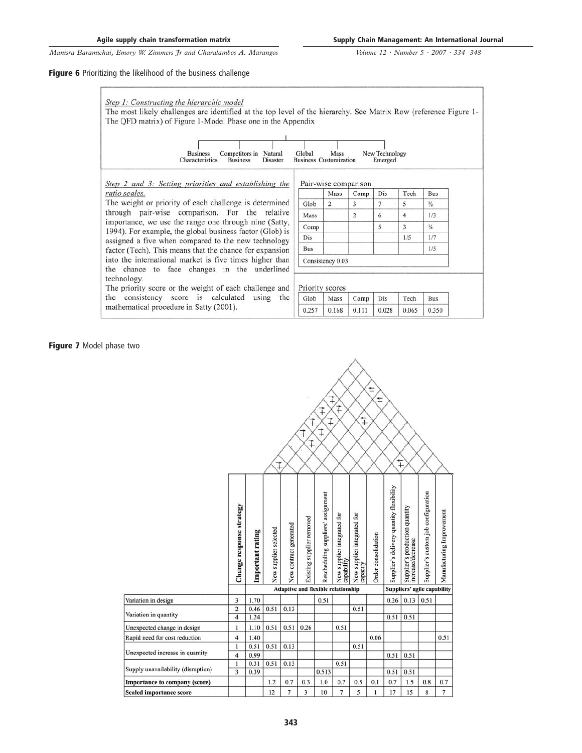**Figure 6** Prioritizing the likelihood of the business challenge

*Step 1: Constructing the hierarchic model*

The most likely challenges are identified at the top level of the hierarchy. See Matrix Row (reference Figure 1- The QFD matrix) of Figure 1-Model Phase one in the Appendix

Business Characteristics — Competitors in Business — Natural Disaster — Global Business — Mass Customization — New Technology Emerged

*Step 2 and 3: Setting priorities and establishing the ratio scales.*

The weight or priority of each challenge is determined through pair-wise comparison. For the relative importance, we use the range one through nine (Satty, 1994). For example, the global business factor (Glob) is assigned a five when compared to the new technology factor (Tech). This means that the chance for expansion into the international market is five times higher than the chance to face changes in the underlined technology.

The priority score or the weight of each challenge and the consistency score is calculated using the mathematical procedure in Satty (2001).

Pair-wise comparison

| | Mass | Comp | Dis | Tech | Bus |
|---|---|---|---|---|---|
| Glob | 2 | 3 | 7 | 5 | ½ |
| Mass | | 2 | 6 | 4 | 1/3 |
| Comp | | | 5 | 3 | ¼ |
| Dis | | | | 1/5 | 1/7 |
| Bus | | | | | 1/5 |

Consistency 0.03

Priority scores

| Glob | Mass | Comp | Dis | Tech | Bus |
|---|---|---|---|---|---|
| 0.257 | 0.168 | 0.111 | 0.028 | 0.065 | 0.350 |

**Figure 7** Model phase two

| | Change response strategy | Important rating | New supplier selected | New contract generated | Existing supplier removed | Rescheduling suppliers' assignment | New supplier integrated for capability | New supplier integrated for capacity | Order consolidation | Supplier's delivery quantity flexibility | Supplier's production quantity increase/decrease | Supplier's custom job configuration | Manufacturing Improvement |
|---|---|---|---|---|---|---|---|---|---|---|---|---|---|
| | | | Adaptive and flexible relationship | | | | | | | Suppliers' agile capability | | | |
| Variation in design | 3 | 1.70 | | | | 0.51 | | | | 0.26 | 0.13 | 0.51 | |
| Variation in quantity | 2 | 0.46 | 0.51 | 0.13 | | | | 0.51 | | | | | |
| | 4 | 1.24 | | | | | | | | 0.51 | 0.51 | | |
| Unexpected change in design | 1 | 1.10 | 0.51 | 0.51 | 0.26 | | 0.51 | | | | | | |
| Rapid need for cost reduction | 4 | 1.40 | | | | | | | 0.06 | | | | 0.51 |
| Unexpected increase in quantity | 1 | 0.51 | 0.51 | 0.13 | | | | 0.51 | | | | | |
| | 4 | 0.99 | | | | | | | | 0.51 | 0.51 | | |
| Supply unavailability (disruption) | 1 | 0.31 | 0.51 | 0.13 | | | 0.51 | | | | | | |
| | 3 | 0.39 | | | | 0.513 | | | | 0.51 | 0.51 | | |
| **Importance to company (score)** | | | 1.2 | 0.7 | 0.3 | 1.0 | 0.7 | 0.5 | 0.1 | 0.7 | 1.5 | 0.8 | 0.7 |
| **Scaled importance score** | | | 12 | 7 | 3 | 10 | 7 | 5 | 1 | 17 | 15 | 8 | 7 |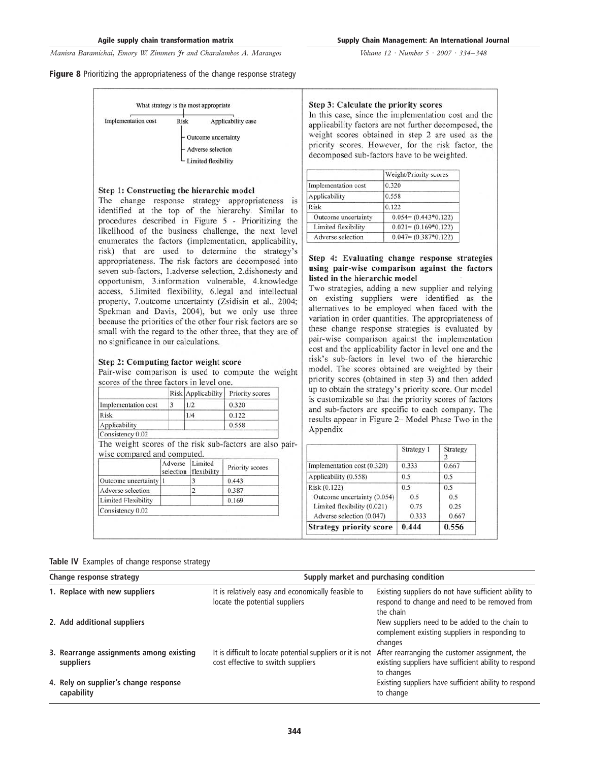**Figure 8** Prioritizing the appropriateness of the change response strategy

What strategy is the most appropriate

- Implementation cost
- Risk
  - Outcome uncertainty
  - Adverse selection
  - Limited flexibility
- Applicability ease

**Step 1: Constructing the hierarchic model**

The change response strategy appropriateness is identified at the top of the hierarchy. Similar to procedures described in Figure 5 - Prioritizing the likelihood of the business challenge, the next level enumerates the factors (implementation, applicability, risk) that are used to determine the strategy's appropriateness. The risk factors are decomposed into seven sub-factors, 1.adverse selection, 2.dishonesty and opportunism, 3.information vulnerable, 4.knowledge access, 5.limited flexibility, 6.legal and intellectual property, 7.outcome uncertainty (Zsidisin et al., 2004; Spekman and Davis, 2004), but we only use three because the priorities of the other four risk factors are so small with the regard to the other three, that they are of no significance in our calculations.

**Step 2: Computing factor weight score**

Pair-wise comparison is used to compute the weight scores of the three factors in level one.

| | Risk | Applicability | Priority scores |
|---|---|---|---|
| Implementation cost | 3 | 1/2 | 0.320 |
| Risk | | 1/4 | 0.122 |
| Applicability | | | 0.558 |
| Consistency 0.02 | | | |

The weight scores of the risk sub-factors are also pair-wise compared and computed.

| | Adverse selection | Limited flexibility | Priority scores |
|---|---|---|---|
| Outcome uncertainty | 1 | 3 | 0.443 |
| Adverse selection | | 2 | 0.387 |
| Limited Flexibility | | | 0.169 |
| Consistency 0.02 | | | |

**Step 3: Calculate the priority scores**

In this case, since the implementation cost and the applicability factors are not further decomposed, the weight scores obtained in step 2 are used as the priority scores. However, for the risk factor, the decomposed sub-factors have to be weighted.

| | Weight/Priority scores |
|---|---|
| Implementation cost | 0.320 |
| Applicability | 0.558 |
| Risk | 0.122 |
| Outcome uncertainty | 0.054= (0.443*0.122) |
| Limited flexibility | 0.021= (0.169*0.122) |
| Adverse selection | 0.047= (0.387*0.122) |

**Step 4: Evaluating change response strategies using pair-wise comparison against the factors listed in the hierarchic model**

Two strategies, adding a new supplier and relying on existing suppliers were identified as the alternatives to be employed when faced with the variation in order quantities. The appropriateness of these change response strategies is evaluated by pair-wise comparison against the implementation cost and the applicability factor in level one and the risk's sub-factors in level two of the hierarchic model. The scores obtained are weighted by their priority scores (obtained in step 3) and then added up to obtain the strategy's priority score. Our model is customizable so that the priority scores of factors and sub-factors are specific to each company. The results appear in Figure 2– Model Phase Two in the Appendix

| | Strategy 1 | Strategy 2 |
|---|---|---|
| Implementation cost (0.320) | 0.333 | 0.667 |
| Applicability (0.558) | 0.5 | 0.5 |
| Risk (0.122) | 0.5 | 0.5 |
| Outcome uncertainty (0.054) | 0.5 | 0.5 |
| Limited flexibility (0.021) | 0.75 | 0.25 |
| Adverse selection (0.047) | 0.333 | 0.667 |
| **Strategy priority score** | **0.444** | **0.556** |

**Table IV** Examples of change response strategy

| Change response strategy | Supply market and purchasing condition | |
|---|---|---|
| 1. Replace with new suppliers | It is relatively easy and economically feasible to locate the potential suppliers | Existing suppliers do not have sufficient ability to respond to change and need to be removed from the chain |
| 2. Add additional suppliers | | New suppliers need to be added to the chain to complement existing suppliers in responding to changes |
| 3. Rearrange assignments among existing suppliers | It is difficult to locate potential suppliers or it is not cost effective to switch suppliers | After rearranging the customer assignment, the existing suppliers have sufficient ability to respond to changes |
| 4. Rely on supplier's change response capability | | Existing suppliers have sufficient ability to respond to change |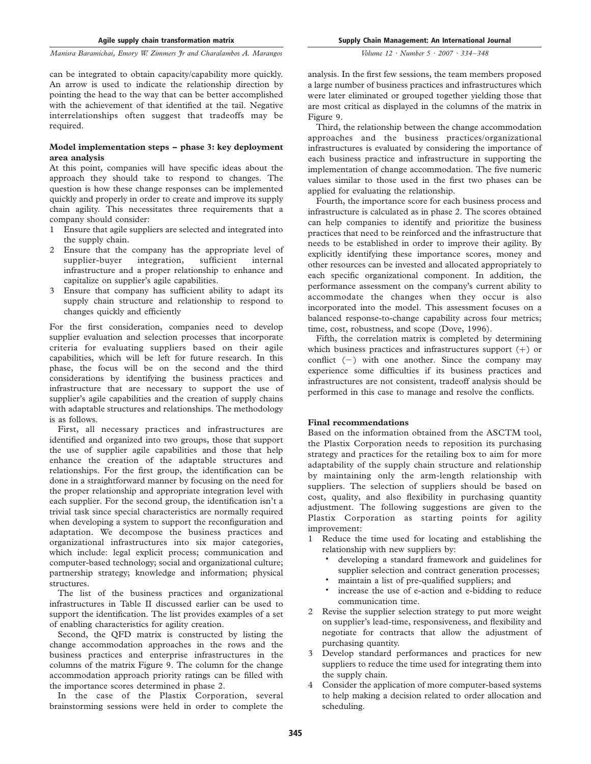can be integrated to obtain capacity/capability more quickly. An arrow is used to indicate the relationship direction by pointing the head to the way that can be better accomplished with the achievement of that identified at the tail. Negative interrelationships often suggest that tradeoffs may be required.

### Model implementation steps – phase 3: key deployment area analysis

At this point, companies will have specific ideas about the approach they should take to respond to changes. The question is how these change responses can be implemented quickly and properly in order to create and improve its supply chain agility. This necessitates three requirements that a company should consider:

1. Ensure that agile suppliers are selected and integrated into the supply chain.
2. Ensure that the company has the appropriate level of supplier-buyer integration, sufficient internal infrastructure and a proper relationship to enhance and capitalize on supplier's agile capabilities.
3. Ensure that company has sufficient ability to adapt its supply chain structure and relationship to respond to changes quickly and efficiently

For the first consideration, companies need to develop supplier evaluation and selection processes that incorporate criteria for evaluating suppliers based on their agile capabilities, which will be left for future research. In this phase, the focus will be on the second and the third considerations by identifying the business practices and infrastructure that are necessary to support the use of supplier's agile capabilities and the creation of supply chains with adaptable structures and relationships. The methodology is as follows.

First, all necessary practices and infrastructures are identified and organized into two groups, those that support the use of supplier agile capabilities and those that help enhance the creation of the adaptable structures and relationships. For the first group, the identification can be done in a straightforward manner by focusing on the need for the proper relationship and appropriate integration level with each supplier. For the second group, the identification isn't a trivial task since special characteristics are normally required when developing a system to support the reconfiguration and adaptation. We decompose the business practices and organizational infrastructures into six major categories, which include: legal explicit process; communication and computer-based technology; social and organizational culture; partnership strategy; knowledge and information; physical structures.

The list of the business practices and organizational infrastructures in Table II discussed earlier can be used to support the identification. The list provides examples of a set of enabling characteristics for agility creation.

Second, the QFD matrix is constructed by listing the change accommodation approaches in the rows and the business practices and enterprise infrastructures in the columns of the matrix Figure 9. The column for the change accommodation approach priority ratings can be filled with the importance scores determined in phase 2.

In the case of the Plastix Corporation, several brainstorming sessions were held in order to complete the analysis. In the first few sessions, the team members proposed a large number of business practices and infrastructures which were later eliminated or grouped together yielding those that are most critical as displayed in the columns of the matrix in Figure 9.

Third, the relationship between the change accommodation approaches and the business practices/organizational infrastructures is evaluated by considering the importance of each business practice and infrastructure in supporting the implementation of change accommodation. The five numeric values similar to those used in the first two phases can be applied for evaluating the relationship.

Fourth, the importance score for each business process and infrastructure is calculated as in phase 2. The scores obtained can help companies to identify and prioritize the business practices that need to be reinforced and the infrastructure that needs to be established in order to improve their agility. By explicitly identifying these importance scores, money and other resources can be invested and allocated appropriately to each specific organizational component. In addition, the performance assessment on the company's current ability to accommodate the changes when they occur is also incorporated into the model. This assessment focuses on a balanced response-to-change capability across four metrics; time, cost, robustness, and scope (Dove, 1996).

Fifth, the correlation matrix is completed by determining which business practices and infrastructures support (+) or conflict (−) with one another. Since the company may experience some difficulties if its business practices and infrastructures are not consistent, tradeoff analysis should be performed in this case to manage and resolve the conflicts.

### Final recommendations

Based on the information obtained from the ASCTM tool, the Plastix Corporation needs to reposition its purchasing strategy and practices for the retailing box to aim for more adaptability of the supply chain structure and relationship by maintaining only the arm-length relationship with suppliers. The selection of suppliers should be based on cost, quality, and also flexibility in purchasing quantity adjustment. The following suggestions are given to the Plastix Corporation as starting points for agility improvement:

1. Reduce the time used for locating and establishing the relationship with new suppliers by:
   - developing a standard framework and guidelines for supplier selection and contract generation processes;
   - maintain a list of pre-qualified suppliers; and
   - increase the use of e-action and e-bidding to reduce communication time.
2. Revise the supplier selection strategy to put more weight on supplier's lead-time, responsiveness, and flexibility and negotiate for contracts that allow the adjustment of purchasing quantity.
3. Develop standard performances and practices for new suppliers to reduce the time used for integrating them into the supply chain.
4. Consider the application of more computer-based systems to help making a decision related to order allocation and scheduling.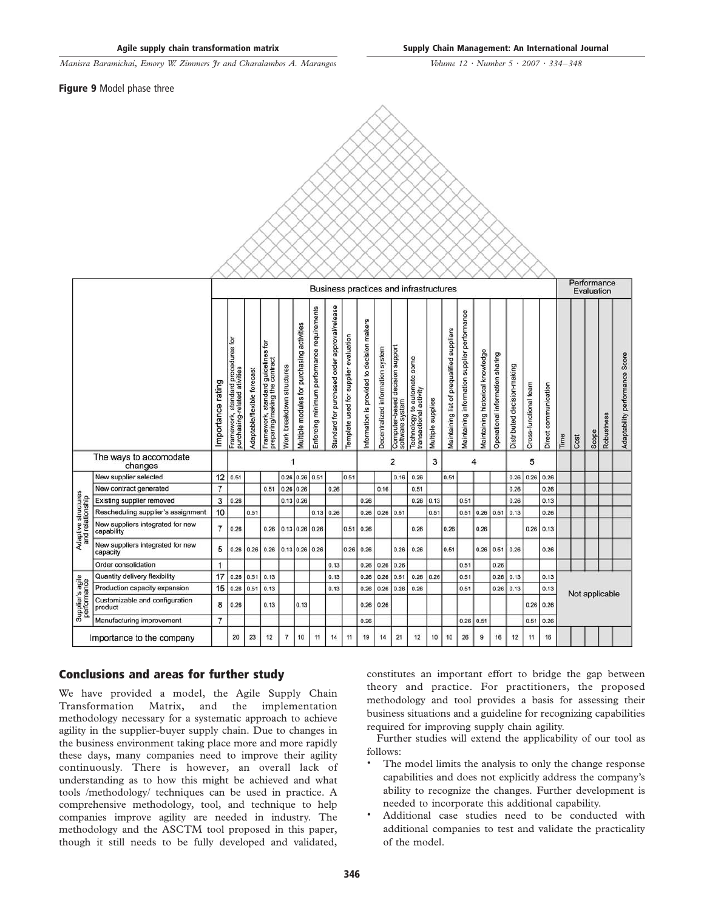**Figure 9** Model phase three

| | | | Business practices and infrastructures | | | | | | | | | | | | | | | | | | | | Performance Evaluation | | | | |
|---|---|---|---|---|---|---|---|---|---|---|---|---|---|---|---|---|---|---|---|---|---|---|---|---|---|---|---|
| | | Importance rating | Framework, standard procedures for purchasing-related atvities | Adaptable/flexible forecast | Framework, standard guidelines for preparing/making the contract | Work breakdown structures | Multiple modules for purchasing activities | Enforcing minimum performance requirements | Standard for purchased order approval/release | Template used for supplier evaluation | Information is provided to decision makers | Decentralized information system | Computer-based decision support software system | Technology to automate some transactional activity | Multiple supplies | Maintaining list of prequalified suppliers | Maintaining information supplier performance | Maintaining historical knowledge | Operational information sharing | Distributed decision-making | Cross-functional team | Direct communication | Time | Cost | Scope | Robustness | Adaptability performance Score |
| The ways to accomodate changes | | | 1 | | | | | | | | 2 | | | | 3 | 4 | | | | 5 | | | | | | | |
| Adaptive structures and relationship | New supplier selected | 12 | 0.51 | | | 0.26 | 0.26 | 0.51 | | 0.51 | | | 0.16 | 0.26 | | 0.51 | | | | 0.26 | 0.26 | 0.26 | | | | | |
| | New contract generated | 7 | | | 0.51 | 0.26 | 0.26 | | 0.26 | | | 0.16 | | 0.51 | | | | | | 0.26 | | 0.26 | | | | | |
| | Existing supplier removed | 3 | 0.26 | | | 0.13 | 0.26 | | | | 0.26 | | | 0.26 | 0.13 | | 0.51 | | | 0.26 | | 0.13 | | | | | |
| | Rescheduling supplier's assignment | 10 | | 0.51 | | | | 0.13 | 0.26 | | 0.26 | 0.26 | 0.51 | | 0.51 | | 0.51 | 0.26 | 0.51 | 0.13 | | 0.26 | | | | | |
| | New suppliers integrated for new capability | 7 | 0.26 | | 0.26 | 0.13 | 0.26 | 0.26 | | 0.51 | 0.26 | | | 0.26 | | 0.26 | | 0.26 | | | 0.26 | 0.13 | | | | | |
| | New suppliers integrated for new capacity | 5 | 0.26 | 0.26 | 0.26 | 0.13 | 0.26 | 0.26 | | 0.26 | 0.26 | | 0.26 | 0.26 | | 0.51 | | 0.26 | 0.51 | 0.26 | | 0.26 | | | | | |
| | Order consolidation | 1 | | | | | | | 0.13 | | 0.26 | 0.26 | 0.26 | | | | 0.51 | | 0.26 | | | | | | | | |
| Supplier's agile performance | Quantity delivery flexibility | 17 | 0.26 | 0.51 | 0.13 | | | | 0.13 | | 0.26 | 0.26 | 0.51 | 0.26 | 0.26 | | 0.51 | | 0.26 | 0.13 | | 0.13 | Not applicable | | | | |
| | Production capacity expansion | 15 | 0.26 | 0.51 | 0.13 | | | | 0.13 | | 0.26 | 0.26 | 0.26 | 0.26 | | | 0.51 | | 0.26 | 0.13 | | 0.13 | | | | | |
| | Customizable and configuration product | 8 | 0.26 | | 0.13 | | 0.13 | | | | 0.26 | 0.26 | | | | | | | | | 0.26 | 0.26 | | | | | |
| | Manufacturing improvement | 7 | | | | | | | | | 0.26 | | | | | | 0.26 | 0.51 | | | 0.51 | 0.26 | | | | | |
| Importance to the company | | | 20 | 23 | 12 | 7 | 10 | 11 | 14 | 11 | 19 | 14 | 21 | 12 | 10 | 10 | 26 | 9 | 16 | 12 | 11 | 16 | | | | | |

## Conclusions and areas for further study

We have provided a model, the Agile Supply Chain Transformation Matrix, and the implementation methodology necessary for a systematic approach to achieve agility in the supplier-buyer supply chain. Due to changes in the business environment taking place more and more rapidly these days, many companies need to improve their agility continuously. There is however, an overall lack of understanding as to how this might be achieved and what tools /methodology/ techniques can be used in practice. A comprehensive methodology, tool, and technique to help companies improve agility are needed in industry. The methodology and the ASCTM tool proposed in this paper, though it still needs to be fully developed and validated, constitutes an important effort to bridge the gap between theory and practice. For practitioners, the proposed methodology and tool provides a basis for assessing their business situations and a guideline for recognizing capabilities required for improving supply chain agility.

Further studies will extend the applicability of our tool as follows:

- The model limits the analysis to only the change response capabilities and does not explicitly address the company's ability to recognize the changes. Further development is needed to incorporate this additional capability.
- Additional case studies need to be conducted with additional companies to test and validate the practicality of the model.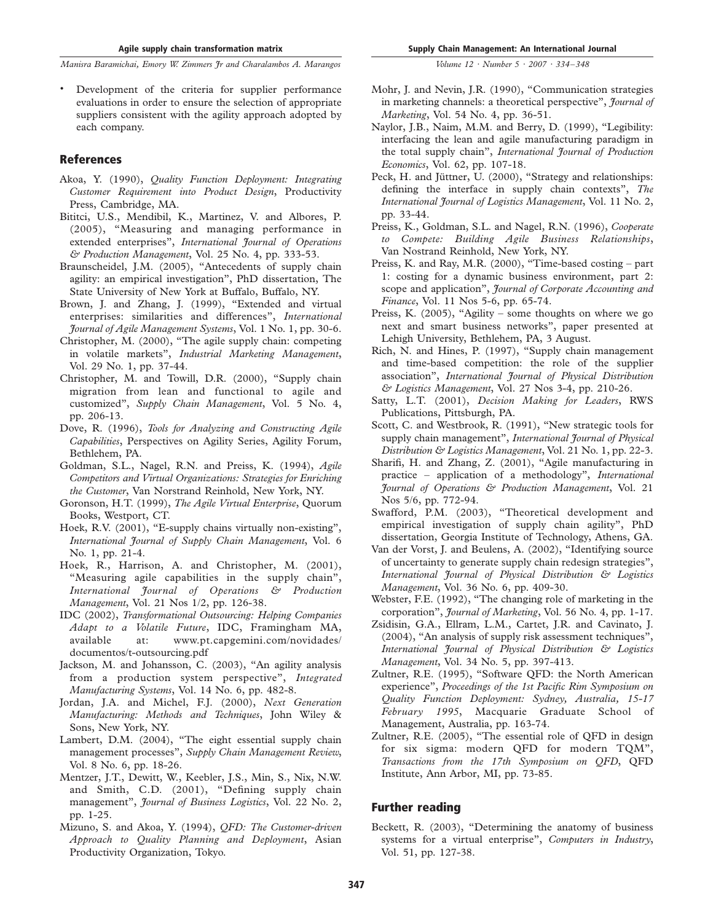- Development of the criteria for supplier performance evaluations in order to ensure the selection of appropriate suppliers consistent with the agility approach adopted by each company.

## References

Akoa, Y. (1990), *Quality Function Deployment: Integrating Customer Requirement into Product Design*, Productivity Press, Cambridge, MA.

Bititci, U.S., Mendibil, K., Martinez, V. and Albores, P. (2005), "Measuring and managing performance in extended enterprises", *International Journal of Operations & Production Management*, Vol. 25 No. 4, pp. 333-53.

Braunscheidel, J.M. (2005), "Antecedents of supply chain agility: an empirical investigation", PhD dissertation, The State University of New York at Buffalo, Buffalo, NY.

Brown, J. and Zhang, J. (1999), "Extended and virtual enterprises: similarities and differences", *International Journal of Agile Management Systems*, Vol. 1 No. 1, pp. 30-6.

Christopher, M. (2000), "The agile supply chain: competing in volatile markets", *Industrial Marketing Management*, Vol. 29 No. 1, pp. 37-44.

Christopher, M. and Towill, D.R. (2000), "Supply chain migration from lean and functional to agile and customized", *Supply Chain Management*, Vol. 5 No. 4, pp. 206-13.

Dove, R. (1996), *Tools for Analyzing and Constructing Agile Capabilities*, Perspectives on Agility Series, Agility Forum, Bethlehem, PA.

Goldman, S.L., Nagel, R.N. and Preiss, K. (1994), *Agile Competitors and Virtual Organizations: Strategies for Enriching the Customer*, Van Norstrand Reinhold, New York, NY.

Goronson, H.T. (1999), *The Agile Virtual Enterprise*, Quorum Books, Westport, CT.

Hoek, R.V. (2001), "E-supply chains virtually non-existing", *International Journal of Supply Chain Management*, Vol. 6 No. 1, pp. 21-4.

Hoek, R., Harrison, A. and Christopher, M. (2001), "Measuring agile capabilities in the supply chain", *International Journal of Operations & Production Management*, Vol. 21 Nos 1/2, pp. 126-38.

IDC (2002), *Transformational Outsourcing: Helping Companies Adapt to a Volatile Future*, IDC, Framingham MA, available at: www.pt.capgemini.com/novidades/documentos/t-outsourcing.pdf

Jackson, M. and Johansson, C. (2003), "An agility analysis from a production system perspective", *Integrated Manufacturing Systems*, Vol. 14 No. 6, pp. 482-8.

Jordan, J.A. and Michel, F.J. (2000), *Next Generation Manufacturing: Methods and Techniques*, John Wiley & Sons, New York, NY.

Lambert, D.M. (2004), "The eight essential supply chain management processes", *Supply Chain Management Review*, Vol. 8 No. 6, pp. 18-26.

Mentzer, J.T., Dewitt, W., Keebler, J.S., Min, S., Nix, N.W. and Smith, C.D. (2001), "Defining supply chain management", *Journal of Business Logistics*, Vol. 22 No. 2, pp. 1-25.

Mizuno, S. and Akoa, Y. (1994), *QFD: The Customer-driven Approach to Quality Planning and Deployment*, Asian Productivity Organization, Tokyo.

Mohr, J. and Nevin, J.R. (1990), "Communication strategies in marketing channels: a theoretical perspective", *Journal of Marketing*, Vol. 54 No. 4, pp. 36-51.

Naylor, J.B., Naim, M.M. and Berry, D. (1999), "Legibility: interfacing the lean and agile manufacturing paradigm in the total supply chain", *International Journal of Production Economics*, Vol. 62, pp. 107-18.

Peck, H. and Jüttner, U. (2000), "Strategy and relationships: defining the interface in supply chain contexts", *The International Journal of Logistics Management*, Vol. 11 No. 2, pp. 33-44.

Preiss, K., Goldman, S.L. and Nagel, R.N. (1996), *Cooperate to Compete: Building Agile Business Relationships*, Van Nostrand Reinhold, New York, NY.

Preiss, K. and Ray, M.R. (2000), "Time-based costing – part 1: costing for a dynamic business environment, part 2: scope and application", *Journal of Corporate Accounting and Finance*, Vol. 11 Nos 5-6, pp. 65-74.

Preiss, K. (2005), "Agility – some thoughts on where we go next and smart business networks", paper presented at Lehigh University, Bethlehem, PA, 3 August.

Rich, N. and Hines, P. (1997), "Supply chain management and time-based competition: the role of the supplier association", *International Journal of Physical Distribution & Logistics Management*, Vol. 27 Nos 3-4, pp. 210-26.

Satty, L.T. (2001), *Decision Making for Leaders*, RWS Publications, Pittsburgh, PA.

Scott, C. and Westbrook, R. (1991), "New strategic tools for supply chain management", *International Journal of Physical Distribution & Logistics Management*, Vol. 21 No. 1, pp. 22-3.

Sharifi, H. and Zhang, Z. (2001), "Agile manufacturing in practice – application of a methodology", *International Journal of Operations & Production Management*, Vol. 21 Nos 5/6, pp. 772-94.

Swafford, P.M. (2003), "Theoretical development and empirical investigation of supply chain agility", PhD dissertation, Georgia Institute of Technology, Athens, GA.

Van der Vorst, J. and Beulens, A. (2002), "Identifying source of uncertainty to generate supply chain redesign strategies", *International Journal of Physical Distribution & Logistics Management*, Vol. 36 No. 6, pp. 409-30.

Webster, F.E. (1992), "The changing role of marketing in the corporation", *Journal of Marketing*, Vol. 56 No. 4, pp. 1-17.

Zsidisin, G.A., Ellram, L.M., Cartet, J.R. and Cavinato, J. (2004), "An analysis of supply risk assessment techniques", *International Journal of Physical Distribution & Logistics Management*, Vol. 34 No. 5, pp. 397-413.

Zultner, R.E. (1995), "Software QFD: the North American experience", *Proceedings of the 1st Pacific Rim Symposium on Quality Function Deployment: Sydney, Australia, 15-17 February 1995*, Macquarie Graduate School of Management, Australia, pp. 163-74.

Zultner, R.E. (2005), "The essential role of QFD in design for six sigma: modern QFD for modern TQM", *Transactions from the 17th Symposium on QFD*, QFD Institute, Ann Arbor, MI, pp. 73-85.

## Further reading

Beckett, R. (2003), "Determining the anatomy of business systems for a virtual enterprise", *Computers in Industry*, Vol. 51, pp. 127-38.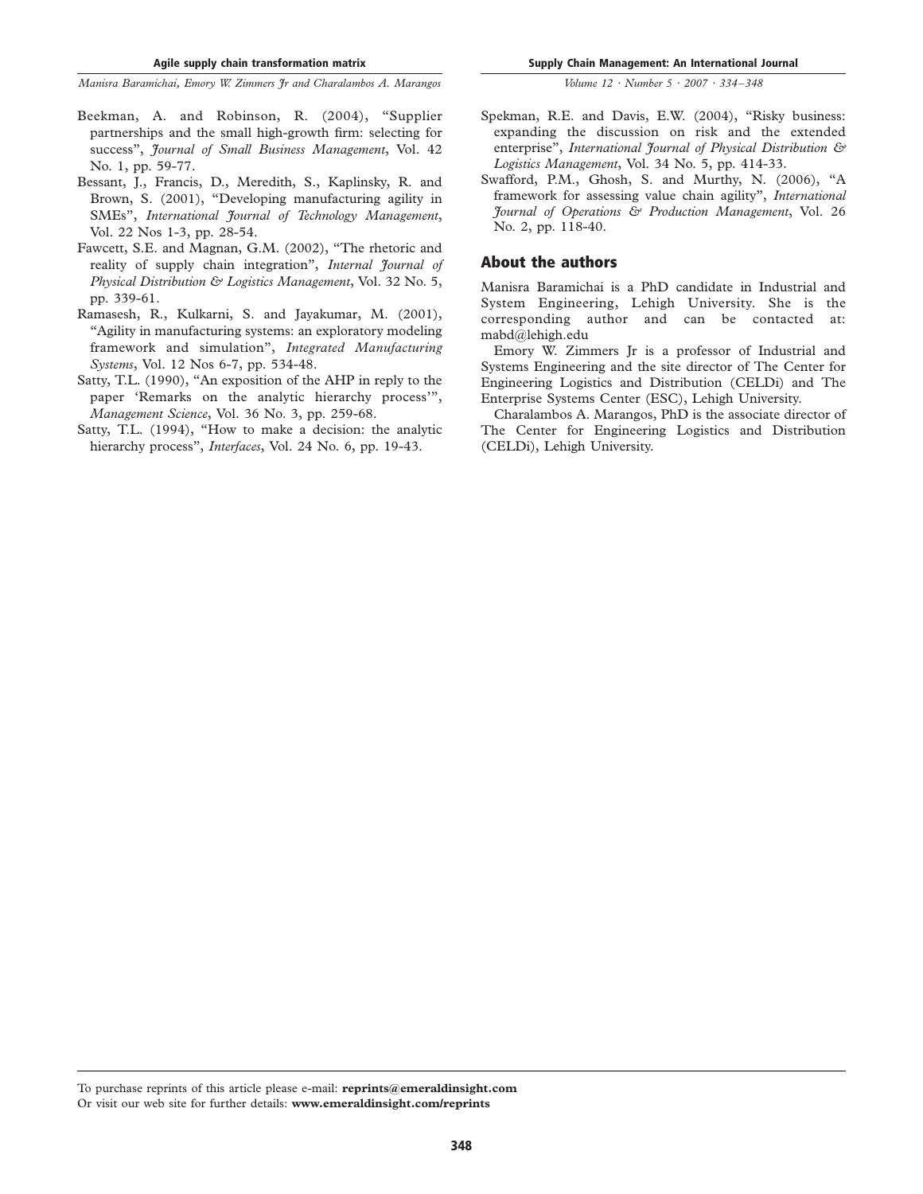Beekman, A. and Robinson, R. (2004), "Supplier partnerships and the small high-growth firm: selecting for success", *Journal of Small Business Management*, Vol. 42 No. 1, pp. 59-77.

Bessant, J., Francis, D., Meredith, S., Kaplinsky, R. and Brown, S. (2001), "Developing manufacturing agility in SMEs", *International Journal of Technology Management*, Vol. 22 Nos 1-3, pp. 28-54.

Fawcett, S.E. and Magnan, G.M. (2002), "The rhetoric and reality of supply chain integration", *Internal Journal of Physical Distribution & Logistics Management*, Vol. 32 No. 5, pp. 339-61.

Ramasesh, R., Kulkarni, S. and Jayakumar, M. (2001), "Agility in manufacturing systems: an exploratory modeling framework and simulation", *Integrated Manufacturing Systems*, Vol. 12 Nos 6-7, pp. 534-48.

Satty, T.L. (1990), "An exposition of the AHP in reply to the paper 'Remarks on the analytic hierarchy process'", *Management Science*, Vol. 36 No. 3, pp. 259-68.

Satty, T.L. (1994), "How to make a decision: the analytic hierarchy process", *Interfaces*, Vol. 24 No. 6, pp. 19-43.

Spekman, R.E. and Davis, E.W. (2004), "Risky business: expanding the discussion on risk and the extended enterprise", *International Journal of Physical Distribution & Logistics Management*, Vol. 34 No. 5, pp. 414-33.

Swafford, P.M., Ghosh, S. and Murthy, N. (2006), "A framework for assessing value chain agility", *International Journal of Operations & Production Management*, Vol. 26 No. 2, pp. 118-40.

## About the authors

Manisra Baramichai is a PhD candidate in Industrial and System Engineering, Lehigh University. She is the corresponding author and can be contacted at: mabd@lehigh.edu

Emory W. Zimmers Jr is a professor of Industrial and Systems Engineering and the site director of The Center for Engineering Logistics and Distribution (CELDi) and The Enterprise Systems Center (ESC), Lehigh University.

Charalambos A. Marangos, PhD is the associate director of The Center for Engineering Logistics and Distribution (CELDi), Lehigh University.

To purchase reprints of this article please e-mail: **reprints@emeraldinsight.com**
Or visit our web site for further details: **www.emeraldinsight.com/reprints**